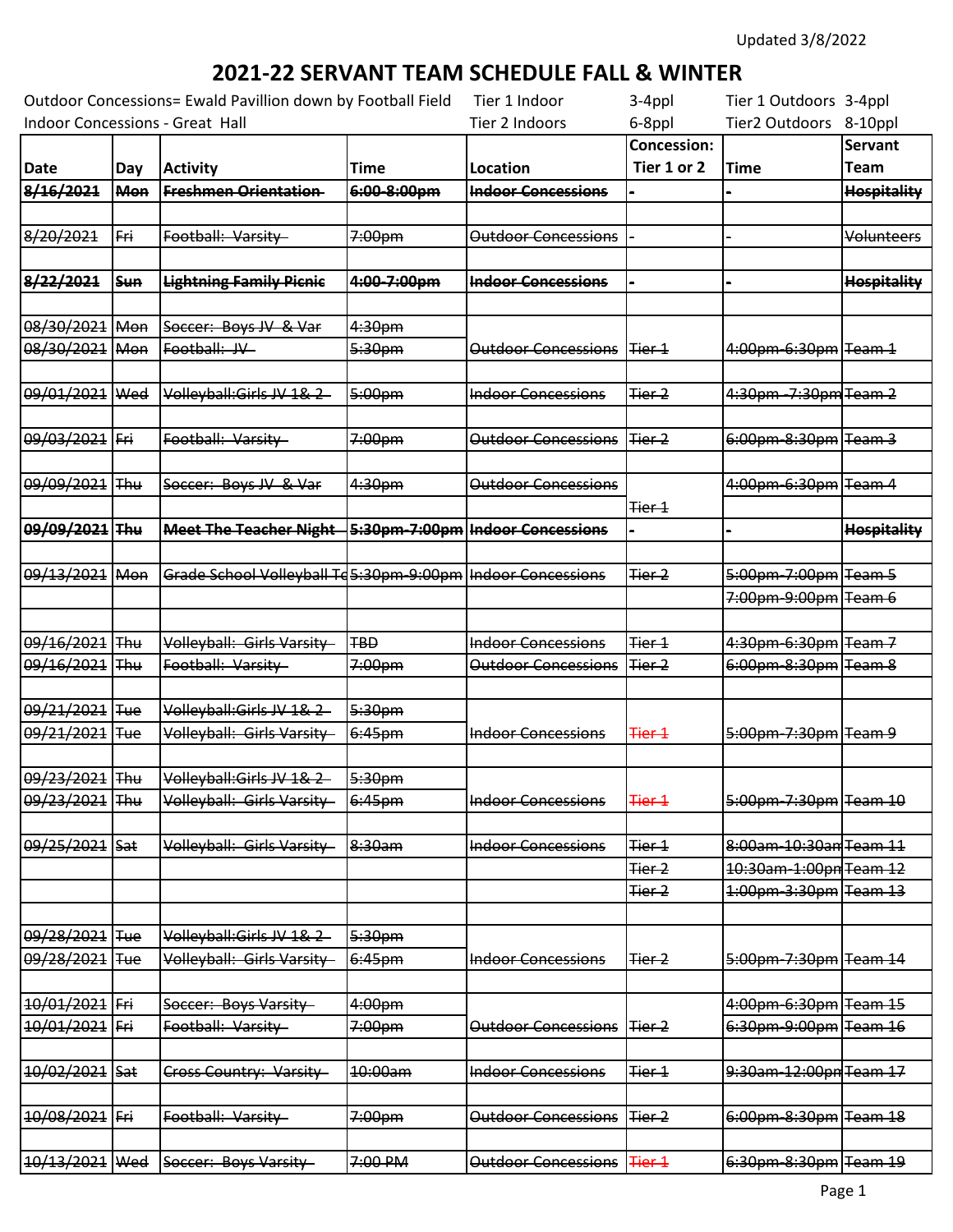Updated 3/8/2022

# 2021-22 SERVANT TEAM SCHEDULE FALL & WINTER

Outdoor Concessions= Ewald Pavillion down by Football Field | Tier 1 Indoor 3-4ppl | Tier 1 Outdoors 3-4ppl
Indoor Concessions - Great Hall | Tier 2 Indoors 6-8ppl | Tier2 Outdoors 8-10ppl

| Date | Day | Activity | Time | Location | Concession: Tier 1 or 2 | Time | Servant Team |
|---|---|---|---|---|---|---|---|
| ~~8/16/2021~~ | ~~Mon~~ | ~~Freshmen Orientation~~ | ~~6:00-8:00pm~~ | ~~Indoor Concessions~~ | - | - | ~~Hospitality~~ |
| | | | | | | | |
| ~~8/20/2021~~ | ~~Fri~~ | ~~Football: Varsity~~ | ~~7:00pm~~ | ~~Outdoor Concessions~~ | - | - | ~~Volunteers~~ |
| | | | | | | | |
| ~~8/22/2021~~ | ~~Sun~~ | ~~Lightning Family Picnic~~ | ~~4:00-7:00pm~~ | ~~Indoor Concessions~~ | - | - | ~~Hospitality~~ |
| | | | | | | | |
| ~~08/30/2021~~ | ~~Mon~~ | ~~Soccer: Boys JV & Var~~ | ~~4:30pm~~ | | | | |
| ~~08/30/2021~~ | ~~Mon~~ | ~~Football: JV~~ | ~~5:30pm~~ | ~~Outdoor Concessions~~ | ~~Tier 1~~ | ~~4:00pm-6:30pm~~ | ~~Team 1~~ |
| | | | | | | | |
| ~~09/01/2021~~ | ~~Wed~~ | ~~Volleyball:Girls JV 1& 2~~ | ~~5:00pm~~ | ~~Indoor Concessions~~ | ~~Tier 2~~ | ~~4:30pm -7:30pm~~ | ~~Team 2~~ |
| | | | | | | | |
| ~~09/03/2021~~ | ~~Fri~~ | ~~Football: Varsity~~ | ~~7:00pm~~ | ~~Outdoor Concessions~~ | ~~Tier 2~~ | ~~6:00pm-8:30pm~~ | ~~Team 3~~ |
| | | | | | | | |
| ~~09/09/2021~~ | ~~Thu~~ | ~~Soccer: Boys JV & Var~~ | ~~4:30pm~~ | ~~Outdoor Concessions~~ | | ~~4:00pm-6:30pm~~ | ~~Team 4~~ |
| | | | | | ~~Tier 1~~ | | |
| ~~09/09/2021~~ | ~~Thu~~ | ~~Meet The Teacher Night~~ | ~~5:30pm-7:00pm~~ | ~~Indoor Concessions~~ | - | - | ~~Hospitality~~ |
| | | | | | | | |
| ~~09/13/2021~~ | ~~Mon~~ | ~~Grade School Volleyball To~~ | ~~5:30pm-9:00pm~~ | ~~Indoor Concessions~~ | ~~Tier 2~~ | ~~5:00pm-7:00pm~~ | ~~Team 5~~ |
| | | | | | | ~~7:00pm-9:00pm~~ | ~~Team 6~~ |
| | | | | | | | |
| ~~09/16/2021~~ | ~~Thu~~ | ~~Volleyball: Girls Varsity~~ | ~~TBD~~ | ~~Indoor Concessions~~ | ~~Tier 1~~ | ~~4:30pm-6:30pm~~ | ~~Team 7~~ |
| ~~09/16/2021~~ | ~~Thu~~ | ~~Football: Varsity~~ | ~~7:00pm~~ | ~~Outdoor Concessions~~ | ~~Tier 2~~ | ~~6:00pm-8:30pm~~ | ~~Team 8~~ |
| | | | | | | | |
| ~~09/21/2021~~ | ~~Tue~~ | ~~Volleyball:Girls JV 1& 2~~ | ~~5:30pm~~ | | | | |
| ~~09/21/2021~~ | ~~Tue~~ | ~~Volleyball: Girls Varsity~~ | ~~6:45pm~~ | ~~Indoor Concessions~~ | ~~Tier 1~~ | ~~5:00pm-7:30pm~~ | ~~Team 9~~ |
| | | | | | | | |
| ~~09/23/2021~~ | ~~Thu~~ | ~~Volleyball:Girls JV 1& 2~~ | ~~5:30pm~~ | | | | |
| ~~09/23/2021~~ | ~~Thu~~ | ~~Volleyball: Girls Varsity~~ | ~~6:45pm~~ | ~~Indoor Concessions~~ | ~~Tier 1~~ | ~~5:00pm-7:30pm~~ | ~~Team 10~~ |
| | | | | | | | |
| ~~09/25/2021~~ | ~~Sat~~ | ~~Volleyball: Girls Varsity~~ | ~~8:30am~~ | ~~Indoor Concessions~~ | ~~Tier 1~~ | ~~8:00am-10:30am~~ | ~~Team 11~~ |
| | | | | | ~~Tier 2~~ | ~~10:30am-1:00pm~~ | ~~Team 12~~ |
| | | | | | ~~Tier 2~~ | ~~1:00pm-3:30pm~~ | ~~Team 13~~ |
| | | | | | | | |
| ~~09/28/2021~~ | ~~Tue~~ | ~~Volleyball:Girls JV 1& 2~~ | ~~5:30pm~~ | | | | |
| ~~09/28/2021~~ | ~~Tue~~ | ~~Volleyball: Girls Varsity~~ | ~~6:45pm~~ | ~~Indoor Concessions~~ | ~~Tier 2~~ | ~~5:00pm-7:30pm~~ | ~~Team 14~~ |
| | | | | | | | |
| ~~10/01/2021~~ | ~~Fri~~ | ~~Soccer: Boys Varsity~~ | ~~4:00pm~~ | | | ~~4:00pm-6:30pm~~ | ~~Team 15~~ |
| ~~10/01/2021~~ | ~~Fri~~ | ~~Football: Varsity~~ | ~~7:00pm~~ | ~~Outdoor Concessions~~ | ~~Tier 2~~ | ~~6:30pm-9:00pm~~ | ~~Team 16~~ |
| | | | | | | | |
| ~~10/02/2021~~ | ~~Sat~~ | ~~Cross Country: Varsity~~ | ~~10:00am~~ | ~~Indoor Concessions~~ | ~~Tier 1~~ | ~~9:30am-12:00pm~~ | ~~Team 17~~ |
| | | | | | | | |
| ~~10/08/2021~~ | ~~Fri~~ | ~~Football: Varsity~~ | ~~7:00pm~~ | ~~Outdoor Concessions~~ | ~~Tier 2~~ | ~~6:00pm-8:30pm~~ | ~~Team 18~~ |
| | | | | | | | |
| ~~10/13/2021~~ | ~~Wed~~ | ~~Soccer: Boys Varsity~~ | ~~7:00 PM~~ | ~~Outdoor Concessions~~ | ~~Tier 1~~ | ~~6:30pm-8:30pm~~ | ~~Team 19~~ |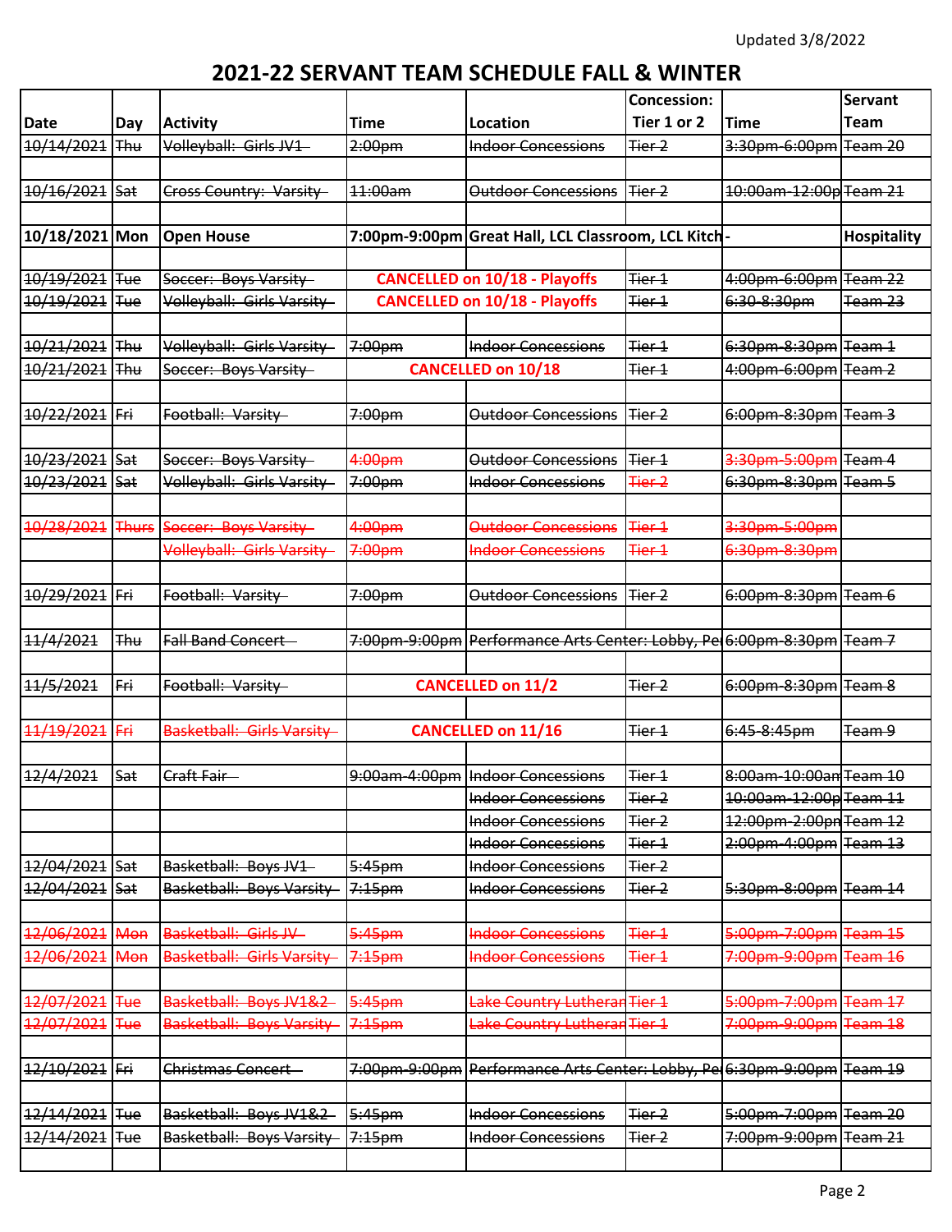Updated 3/8/2022

# 2021-22 SERVANT TEAM SCHEDULE FALL & WINTER

| Date | Day | Activity | Time | Location | Concession: Tier 1 or 2 | Time | Servant Team |
|---|---|---|---|---|---|---|---|
| ~~10/14/2021~~ | ~~Thu~~ | ~~Volleyball: Girls JV1~~ | ~~2:00pm~~ | ~~Indoor Concessions~~ | ~~Tier 2~~ | ~~3:30pm-6:00pm~~ | ~~Team 20~~ |
| | | | | | | | |
| ~~10/16/2021~~ | ~~Sat~~ | ~~Cross Country: Varsity~~ | ~~11:00am~~ | ~~Outdoor Concessions~~ | ~~Tier 2~~ | ~~10:00am-12:00p~~ | ~~Team 21~~ |
| | | | | | | | |
| **10/18/2021** | **Mon** | **Open House** | **7:00pm-9:00pm** | **Great Hall, LCL Classroom, LCL Kitch** | **-** | | **Hospitality** |
| | | | | | | | |
| ~~10/19/2021~~ | ~~Tue~~ | ~~Soccer: Boys Varsity~~ | **CANCELLED on 10/18 - Playoffs** | | ~~Tier 1~~ | ~~4:00pm-6:00pm~~ | ~~Team 22~~ |
| ~~10/19/2021~~ | ~~Tue~~ | ~~Volleyball: Girls Varsity~~ | **CANCELLED on 10/18 - Playoffs** | | ~~Tier 1~~ | ~~6:30-8:30pm~~ | ~~Team 23~~ |
| | | | | | | | |
| ~~10/21/2021~~ | ~~Thu~~ | ~~Volleyball: Girls Varsity~~ | ~~7:00pm~~ | ~~Indoor Concessions~~ | ~~Tier 1~~ | ~~6:30pm-8:30pm~~ | ~~Team 1~~ |
| ~~10/21/2021~~ | ~~Thu~~ | ~~Soccer: Boys Varsity~~ | **CANCELLED on 10/18** | | ~~Tier 1~~ | ~~4:00pm-6:00pm~~ | ~~Team 2~~ |
| | | | | | | | |
| ~~10/22/2021~~ | ~~Fri~~ | ~~Football: Varsity~~ | ~~7:00pm~~ | ~~Outdoor Concessions~~ | ~~Tier 2~~ | ~~6:00pm-8:30pm~~ | ~~Team 3~~ |
| | | | | | | | |
| ~~10/23/2021~~ | ~~Sat~~ | ~~Soccer: Boys Varsity~~ | ~~4:00pm~~ | ~~Outdoor Concessions~~ | ~~Tier 1~~ | ~~3:30pm-5:00pm~~ | ~~Team 4~~ |
| ~~10/23/2021~~ | ~~Sat~~ | ~~Volleyball: Girls Varsity~~ | ~~7:00pm~~ | ~~Indoor Concessions~~ | ~~Tier 2~~ | ~~6:30pm-8:30pm~~ | ~~Team 5~~ |
| | | | | | | | |
| ~~10/28/2021~~ | ~~Thurs~~ | ~~Soccer: Boys Varsity~~ | ~~4:00pm~~ | ~~Outdoor Concessions~~ | ~~Tier 1~~ | ~~3:30pm-5:00pm~~ | |
| | | ~~Volleyball: Girls Varsity~~ | ~~7:00pm~~ | ~~Indoor Concessions~~ | ~~Tier 1~~ | ~~6:30pm-8:30pm~~ | |
| | | | | | | | |
| ~~10/29/2021~~ | ~~Fri~~ | ~~Football: Varsity~~ | ~~7:00pm~~ | ~~Outdoor Concessions~~ | ~~Tier 2~~ | ~~6:00pm-8:30pm~~ | ~~Team 6~~ |
| | | | | | | | |
| ~~11/4/2021~~ | ~~Thu~~ | ~~Fall Band Concert~~ | ~~7:00pm-9:00pm~~ | ~~Performance Arts Center: Lobby, Pe~~ | | ~~6:00pm-8:30pm~~ | ~~Team 7~~ |
| | | | | | | | |
| ~~11/5/2021~~ | ~~Fri~~ | ~~Football: Varsity~~ | **CANCELLED on 11/2** | | ~~Tier 2~~ | ~~6:00pm-8:30pm~~ | ~~Team 8~~ |
| | | | | | | | |
| ~~11/19/2021~~ | ~~Fri~~ | ~~Basketball: Girls Varsity~~ | **CANCELLED on 11/16** | | ~~Tier 1~~ | ~~6:45-8:45pm~~ | ~~Team 9~~ |
| | | | | | | | |
| ~~12/4/2021~~ | ~~Sat~~ | ~~Craft Fair~~ | ~~9:00am-4:00pm~~ | ~~Indoor Concessions~~ | ~~Tier 1~~ | ~~8:00am-10:00am~~ | ~~Team 10~~ |
| | | | | ~~Indoor Concessions~~ | ~~Tier 2~~ | ~~10:00am-12:00p~~ | ~~Team 11~~ |
| | | | | ~~Indoor Concessions~~ | ~~Tier 2~~ | ~~12:00pm-2:00pm~~ | ~~Team 12~~ |
| | | | | ~~Indoor Concessions~~ | ~~Tier 1~~ | ~~2:00pm-4:00pm~~ | ~~Team 13~~ |
| ~~12/04/2021~~ | ~~Sat~~ | ~~Basketball: Boys JV1~~ | ~~5:45pm~~ | ~~Indoor Concessions~~ | ~~Tier 2~~ | | |
| ~~12/04/2021~~ | ~~Sat~~ | ~~Basketball: Boys Varsity~~ | ~~7:15pm~~ | ~~Indoor Concessions~~ | ~~Tier 2~~ | ~~5:30pm-8:00pm~~ | ~~Team 14~~ |
| | | | | | | | |
| ~~12/06/2021~~ | ~~Mon~~ | ~~Basketball: Girls JV~~ | ~~5:45pm~~ | ~~Indoor Concessions~~ | ~~Tier 1~~ | ~~5:00pm-7:00pm~~ | ~~Team 15~~ |
| ~~12/06/2021~~ | ~~Mon~~ | ~~Basketball: Girls Varsity~~ | ~~7:15pm~~ | ~~Indoor Concessions~~ | ~~Tier 1~~ | ~~7:00pm-9:00pm~~ | ~~Team 16~~ |
| | | | | | | | |
| ~~12/07/2021~~ | ~~Tue~~ | ~~Basketball: Boys JV1&2~~ | ~~5:45pm~~ | ~~Lake Country Lutheran~~ | ~~Tier 1~~ | ~~5:00pm-7:00pm~~ | ~~Team 17~~ |
| ~~12/07/2021~~ | ~~Tue~~ | ~~Basketball: Boys Varsity~~ | ~~7:15pm~~ | ~~Lake Country Lutheran~~ | ~~Tier 1~~ | ~~7:00pm-9:00pm~~ | ~~Team 18~~ |
| | | | | | | | |
| ~~12/10/2021~~ | ~~Fri~~ | ~~Christmas Concert~~ | ~~7:00pm-9:00pm~~ | ~~Performance Arts Center: Lobby, Pe~~ | | ~~6:30pm-9:00pm~~ | ~~Team 19~~ |
| | | | | | | | |
| ~~12/14/2021~~ | ~~Tue~~ | ~~Basketball: Boys JV1&2~~ | ~~5:45pm~~ | ~~Indoor Concessions~~ | ~~Tier 2~~ | ~~5:00pm-7:00pm~~ | ~~Team 20~~ |
| ~~12/14/2021~~ | ~~Tue~~ | ~~Basketball: Boys Varsity~~ | ~~7:15pm~~ | ~~Indoor Concessions~~ | ~~Tier 2~~ | ~~7:00pm-9:00pm~~ | ~~Team 21~~ |
| | | | | | | | |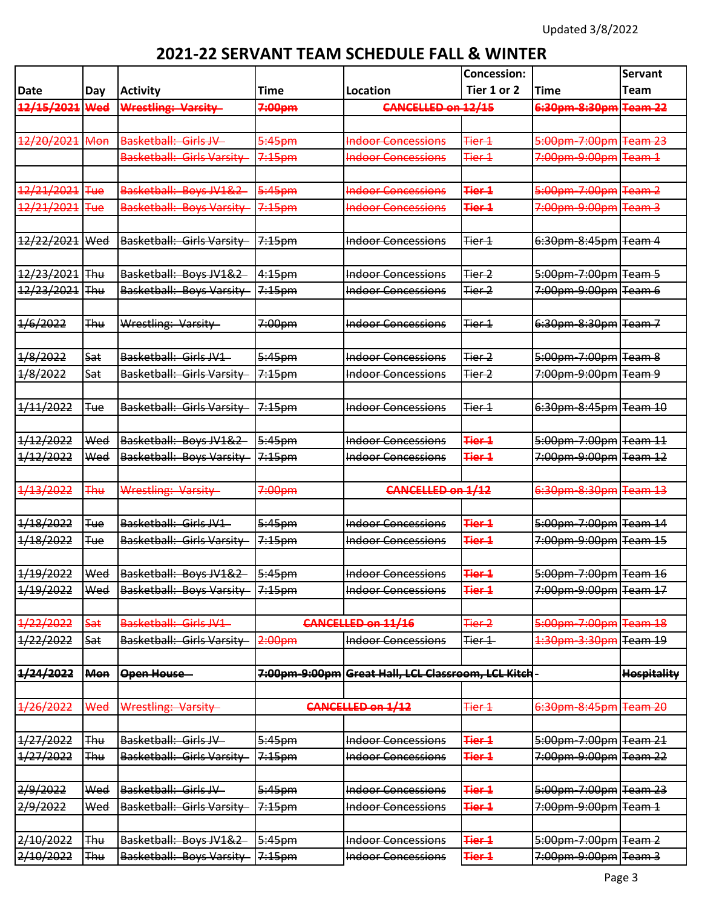Updated 3/8/2022

# 2021-22 SERVANT TEAM SCHEDULE FALL & WINTER

| Date | Day | Activity | Time | Location | Concession: Tier 1 or 2 | Time | Servant Team |
|---|---|---|---|---|---|---|---|
| ~~12/15/2021~~ | ~~Wed~~ | ~~Wrestling: Varsity~~ | ~~7:00pm~~ | ~~CANCELLED on 12/15~~ | | ~~6:30pm-8:30pm~~ | ~~Team 22~~ |
| ~~12/20/2021~~ | ~~Mon~~ | ~~Basketball: Girls JV~~ | ~~5:45pm~~ | ~~Indoor Concessions~~ | ~~Tier 1~~ | ~~5:00pm-7:00pm~~ | ~~Team 23~~ |
| | | ~~Basketball: Girls Varsity~~ | ~~7:15pm~~ | ~~Indoor Concessions~~ | ~~Tier 1~~ | ~~7:00pm-9:00pm~~ | ~~Team 1~~ |
| ~~12/21/2021~~ | ~~Tue~~ | ~~Basketball: Boys JV1&2~~ | ~~5:45pm~~ | ~~Indoor Concessions~~ | ~~Tier 1~~ | ~~5:00pm-7:00pm~~ | ~~Team 2~~ |
| ~~12/21/2021~~ | ~~Tue~~ | ~~Basketball: Boys Varsity~~ | ~~7:15pm~~ | ~~Indoor Concessions~~ | ~~Tier 1~~ | ~~7:00pm-9:00pm~~ | ~~Team 3~~ |
| ~~12/22/2021~~ | ~~Wed~~ | ~~Basketball: Girls Varsity~~ | ~~7:15pm~~ | ~~Indoor Concessions~~ | ~~Tier 1~~ | ~~6:30pm-8:45pm~~ | ~~Team 4~~ |
| ~~12/23/2021~~ | ~~Thu~~ | ~~Basketball: Boys JV1&2~~ | ~~4:15pm~~ | ~~Indoor Concessions~~ | ~~Tier 2~~ | ~~5:00pm-7:00pm~~ | ~~Team 5~~ |
| ~~12/23/2021~~ | ~~Thu~~ | ~~Basketball: Boys Varsity~~ | ~~7:15pm~~ | ~~Indoor Concessions~~ | ~~Tier 2~~ | ~~7:00pm-9:00pm~~ | ~~Team 6~~ |
| ~~1/6/2022~~ | ~~Thu~~ | ~~Wrestling: Varsity~~ | ~~7:00pm~~ | ~~Indoor Concessions~~ | ~~Tier 1~~ | ~~6:30pm-8:30pm~~ | ~~Team 7~~ |
| ~~1/8/2022~~ | ~~Sat~~ | ~~Basketball: Girls JV1~~ | ~~5:45pm~~ | ~~Indoor Concessions~~ | ~~Tier 2~~ | ~~5:00pm-7:00pm~~ | ~~Team 8~~ |
| ~~1/8/2022~~ | ~~Sat~~ | ~~Basketball: Girls Varsity~~ | ~~7:15pm~~ | ~~Indoor Concessions~~ | ~~Tier 2~~ | ~~7:00pm-9:00pm~~ | ~~Team 9~~ |
| ~~1/11/2022~~ | ~~Tue~~ | ~~Basketball: Girls Varsity~~ | ~~7:15pm~~ | ~~Indoor Concessions~~ | ~~Tier 1~~ | ~~6:30pm-8:45pm~~ | ~~Team 10~~ |
| ~~1/12/2022~~ | ~~Wed~~ | ~~Basketball: Boys JV1&2~~ | ~~5:45pm~~ | ~~Indoor Concessions~~ | ~~Tier 1~~ | ~~5:00pm-7:00pm~~ | ~~Team 11~~ |
| ~~1/12/2022~~ | ~~Wed~~ | ~~Basketball: Boys Varsity~~ | ~~7:15pm~~ | ~~Indoor Concessions~~ | ~~Tier 1~~ | ~~7:00pm-9:00pm~~ | ~~Team 12~~ |
| ~~1/13/2022~~ | ~~Thu~~ | ~~Wrestling: Varsity~~ | ~~7:00pm~~ | ~~CANCELLED on 1/12~~ | | ~~6:30pm-8:30pm~~ | ~~Team 13~~ |
| ~~1/18/2022~~ | ~~Tue~~ | ~~Basketball: Girls JV1~~ | ~~5:45pm~~ | ~~Indoor Concessions~~ | ~~Tier 1~~ | ~~5:00pm-7:00pm~~ | ~~Team 14~~ |
| ~~1/18/2022~~ | ~~Tue~~ | ~~Basketball: Girls Varsity~~ | ~~7:15pm~~ | ~~Indoor Concessions~~ | ~~Tier 1~~ | ~~7:00pm-9:00pm~~ | ~~Team 15~~ |
| ~~1/19/2022~~ | ~~Wed~~ | ~~Basketball: Boys JV1&2~~ | ~~5:45pm~~ | ~~Indoor Concessions~~ | ~~Tier 1~~ | ~~5:00pm-7:00pm~~ | ~~Team 16~~ |
| ~~1/19/2022~~ | ~~Wed~~ | ~~Basketball: Boys Varsity~~ | ~~7:15pm~~ | ~~Indoor Concessions~~ | ~~Tier 1~~ | ~~7:00pm-9:00pm~~ | ~~Team 17~~ |
| ~~1/22/2022~~ | ~~Sat~~ | ~~Basketball: Girls JV1~~ | ~~CANCELLED on 11/16~~ | | ~~Tier 2~~ | ~~5:00pm-7:00pm~~ | ~~Team 18~~ |
| ~~1/22/2022~~ | ~~Sat~~ | ~~Basketball: Girls Varsity~~ | ~~2:00pm~~ | ~~Indoor Concessions~~ | ~~Tier 1~~ | ~~1:30pm-3:30pm~~ | ~~Team 19~~ |
| **~~1/24/2022~~** | **~~Mon~~** | **~~Open House~~** | **~~7:00pm-9:00pm~~** | **~~Great Hall, LCL Classroom, LCL Kitch~~** | - | | **~~Hospitality~~** |
| ~~1/26/2022~~ | ~~Wed~~ | ~~Wrestling: Varsity~~ | ~~CANCELLED on 1/12~~ | | ~~Tier 1~~ | ~~6:30pm-8:45pm~~ | ~~Team 20~~ |
| ~~1/27/2022~~ | ~~Thu~~ | ~~Basketball: Girls JV~~ | ~~5:45pm~~ | ~~Indoor Concessions~~ | ~~Tier 1~~ | ~~5:00pm-7:00pm~~ | ~~Team 21~~ |
| ~~1/27/2022~~ | ~~Thu~~ | ~~Basketball: Girls Varsity~~ | ~~7:15pm~~ | ~~Indoor Concessions~~ | ~~Tier 1~~ | ~~7:00pm-9:00pm~~ | ~~Team 22~~ |
| ~~2/9/2022~~ | ~~Wed~~ | ~~Basketball: Girls JV~~ | ~~5:45pm~~ | ~~Indoor Concessions~~ | ~~Tier 1~~ | ~~5:00pm-7:00pm~~ | ~~Team 23~~ |
| ~~2/9/2022~~ | ~~Wed~~ | ~~Basketball: Girls Varsity~~ | ~~7:15pm~~ | ~~Indoor Concessions~~ | ~~Tier 1~~ | ~~7:00pm-9:00pm~~ | ~~Team 1~~ |
| ~~2/10/2022~~ | ~~Thu~~ | ~~Basketball: Boys JV1&2~~ | ~~5:45pm~~ | ~~Indoor Concessions~~ | ~~Tier 1~~ | ~~5:00pm-7:00pm~~ | ~~Team 2~~ |
| ~~2/10/2022~~ | ~~Thu~~ | ~~Basketball: Boys Varsity~~ | ~~7:15pm~~ | ~~Indoor Concessions~~ | ~~Tier 1~~ | ~~7:00pm-9:00pm~~ | ~~Team 3~~ |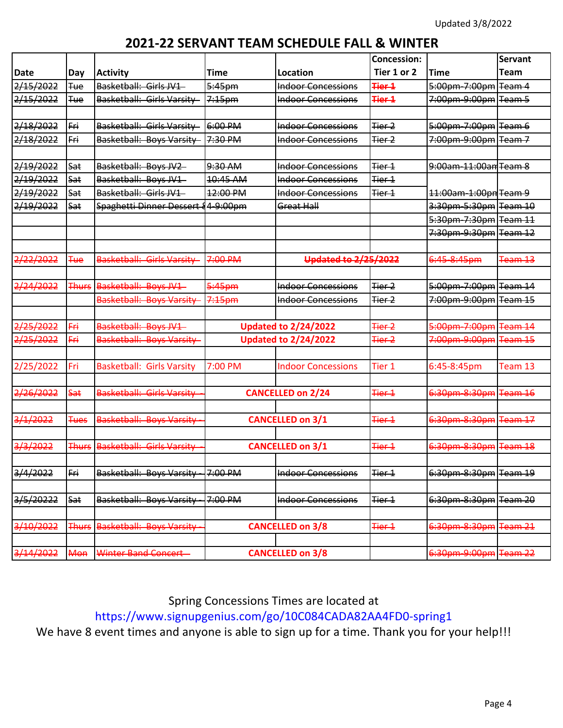Updated 3/8/2022

# 2021-22 SERVANT TEAM SCHEDULE FALL & WINTER

| Date | Day | Activity | Time | Location | Concession: Tier 1 or 2 | Time | Servant Team |
|---|---|---|---|---|---|---|---|
| ~~2/15/2022~~ | ~~Tue~~ | ~~Basketball: Girls JV1~~ | ~~5:45pm~~ | ~~Indoor Concessions~~ | ~~Tier 1~~ | ~~5:00pm-7:00pm~~ | ~~Team 4~~ |
| ~~2/15/2022~~ | ~~Tue~~ | ~~Basketball: Girls Varsity~~ | ~~7:15pm~~ | ~~Indoor Concessions~~ | ~~Tier 1~~ | ~~7:00pm-9:00pm~~ | ~~Team 5~~ |
| | | | | | | | |
| ~~2/18/2022~~ | ~~Fri~~ | ~~Basketball: Girls Varsity~~ | ~~6:00 PM~~ | ~~Indoor Concessions~~ | ~~Tier 2~~ | ~~5:00pm-7:00pm~~ | ~~Team 6~~ |
| ~~2/18/2022~~ | ~~Fri~~ | ~~Basketball: Boys Varsity~~ | ~~7:30 PM~~ | ~~Indoor Concessions~~ | ~~Tier 2~~ | ~~7:00pm-9:00pm~~ | ~~Team 7~~ |
| | | | | | | | |
| ~~2/19/2022~~ | ~~Sat~~ | ~~Basketball: Boys JV2~~ | ~~9:30 AM~~ | ~~Indoor Concessions~~ | ~~Tier 1~~ | ~~9:00am-11:00am~~ | ~~Team 8~~ |
| ~~2/19/2022~~ | ~~Sat~~ | ~~Basketball: Boys JV1~~ | ~~10:45 AM~~ | ~~Indoor Concessions~~ | ~~Tier 1~~ | | |
| ~~2/19/2022~~ | ~~Sat~~ | ~~Basketball: Girls JV1~~ | ~~12:00 PM~~ | ~~Indoor Concessions~~ | ~~Tier 1~~ | ~~11:00am-1:00pm~~ | ~~Team 9~~ |
| ~~2/19/2022~~ | ~~Sat~~ | ~~Spaghetti Dinner Dessert &~~ | ~~4-9:00pm~~ | ~~Great Hall~~ | | ~~3:30pm-5:30pm~~ | ~~Team 10~~ |
| | | | | | | ~~5:30pm-7:30pm~~ | ~~Team 11~~ |
| | | | | | | ~~7:30pm-9:30pm~~ | ~~Team 12~~ |
| | | | | | | | |
| ~~2/22/2022~~ | ~~Tue~~ | ~~Basketball: Girls Varsity~~ | ~~7:00 PM~~ | **~~Updated to 2/25/2022~~** | | ~~6:45-8:45pm~~ | ~~Team 13~~ |
| | | | | | | | |
| ~~2/24/2022~~ | ~~Thurs~~ | ~~Basketball: Boys JV1~~ | ~~5:45pm~~ | ~~Indoor Concessions~~ | ~~Tier 2~~ | ~~5:00pm-7:00pm~~ | ~~Team 14~~ |
| | | ~~Basketball: Boys Varsity~~ | ~~7:15pm~~ | ~~Indoor Concessions~~ | ~~Tier 2~~ | ~~7:00pm-9:00pm~~ | ~~Team 15~~ |
| | | | | | | | |
| ~~2/25/2022~~ | ~~Fri~~ | ~~Basketball: Boys JV1~~ | **Updated to 2/24/2022** | | ~~Tier 2~~ | ~~5:00pm-7:00pm~~ | ~~Team 14~~ |
| ~~2/25/2022~~ | ~~Fri~~ | ~~Basketball: Boys Varsity~~ | **Updated to 2/24/2022** | | ~~Tier 2~~ | ~~7:00pm-9:00pm~~ | ~~Team 15~~ |
| | | | | | | | |
| 2/25/2022 | Fri | Basketball: Girls Varsity | 7:00 PM | Indoor Concessions | Tier 1 | 6:45-8:45pm | Team 13 |
| | | | | | | | |
| ~~2/26/2022~~ | ~~Sat~~ | ~~Basketball: Girls Varsity -~~ | **CANCELLED on 2/24** | | ~~Tier 1~~ | ~~6:30pm-8:30pm~~ | ~~Team 16~~ |
| | | | | | | | |
| ~~3/1/2022~~ | ~~Tues~~ | ~~Basketball: Boys Varsity -~~ | **CANCELLED on 3/1** | | ~~Tier 1~~ | ~~6:30pm-8:30pm~~ | ~~Team 17~~ |
| | | | | | | | |
| ~~3/3/2022~~ | ~~Thurs~~ | ~~Basketball: Girls Varsity -~~ | **CANCELLED on 3/1** | | ~~Tier 1~~ | ~~6:30pm-8:30pm~~ | ~~Team 18~~ |
| | | | | | | | |
| ~~3/4/2022~~ | ~~Fri~~ | ~~Basketball: Boys Varsity -~~ | ~~7:00 PM~~ | ~~Indoor Concessions~~ | ~~Tier 1~~ | ~~6:30pm-8:30pm~~ | ~~Team 19~~ |
| | | | | | | | |
| ~~3/5/20222~~ | ~~Sat~~ | ~~Basketball: Boys Varsity -~~ | ~~7:00 PM~~ | ~~Indoor Concessions~~ | ~~Tier 1~~ | ~~6:30pm-8:30pm~~ | ~~Team 20~~ |
| | | | | | | | |
| ~~3/10/2022~~ | ~~Thurs~~ | ~~Basketball: Boys Varsity -~~ | **CANCELLED on 3/8** | | ~~Tier 1~~ | ~~6:30pm-8:30pm~~ | ~~Team 21~~ |
| | | | | | | | |
| ~~3/14/2022~~ | ~~Mon~~ | ~~Winter Band Concert -~~ | **CANCELLED on 3/8** | | | ~~6:30pm-9:00pm~~ | ~~Team 22~~ |

Spring Concessions Times are located at
https://www.signupgenius.com/go/10C084CADA82AA4FD0-spring1
We have 8 event times and anyone is able to sign up for a time. Thank you for your help!!!